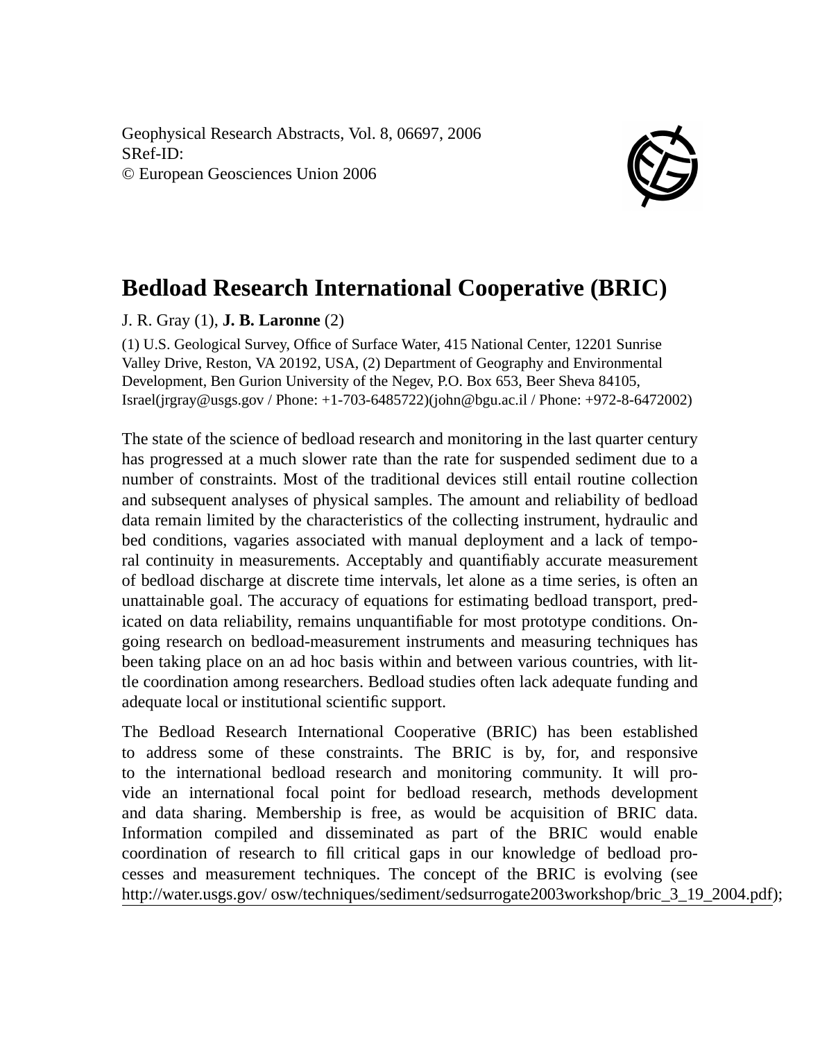Geophysical Research Abstracts, Vol. 8, 06697, 2006
SRef-ID:
© European Geosciences Union 2006

# Bedload Research International Cooperative (BRIC)

J. R. Gray (1), **J. B. Laronne** (2)

(1) U.S. Geological Survey, Office of Surface Water, 415 National Center, 12201 Sunrise Valley Drive, Reston, VA 20192, USA, (2) Department of Geography and Environmental Development, Ben Gurion University of the Negev, P.O. Box 653, Beer Sheva 84105, Israel(jrgray@usgs.gov / Phone: +1-703-6485722)(john@bgu.ac.il / Phone: +972-8-6472002)

The state of the science of bedload research and monitoring in the last quarter century has progressed at a much slower rate than the rate for suspended sediment due to a number of constraints. Most of the traditional devices still entail routine collection and subsequent analyses of physical samples. The amount and reliability of bedload data remain limited by the characteristics of the collecting instrument, hydraulic and bed conditions, vagaries associated with manual deployment and a lack of temporal continuity in measurements. Acceptably and quantifiably accurate measurement of bedload discharge at discrete time intervals, let alone as a time series, is often an unattainable goal. The accuracy of equations for estimating bedload transport, predicated on data reliability, remains unquantifiable for most prototype conditions. Ongoing research on bedload-measurement instruments and measuring techniques has been taking place on an ad hoc basis within and between various countries, with little coordination among researchers. Bedload studies often lack adequate funding and adequate local or institutional scientific support.

The Bedload Research International Cooperative (BRIC) has been established to address some of these constraints. The BRIC is by, for, and responsive to the international bedload research and monitoring community. It will provide an international focal point for bedload research, methods development and data sharing. Membership is free, as would be acquisition of BRIC data. Information compiled and disseminated as part of the BRIC would enable coordination of research to fill critical gaps in our knowledge of bedload processes and measurement techniques. The concept of the BRIC is evolving (see http://water.usgs.gov/ osw/techniques/sediment/sedsurrogate2003workshop/bric_3_19_2004.pdf);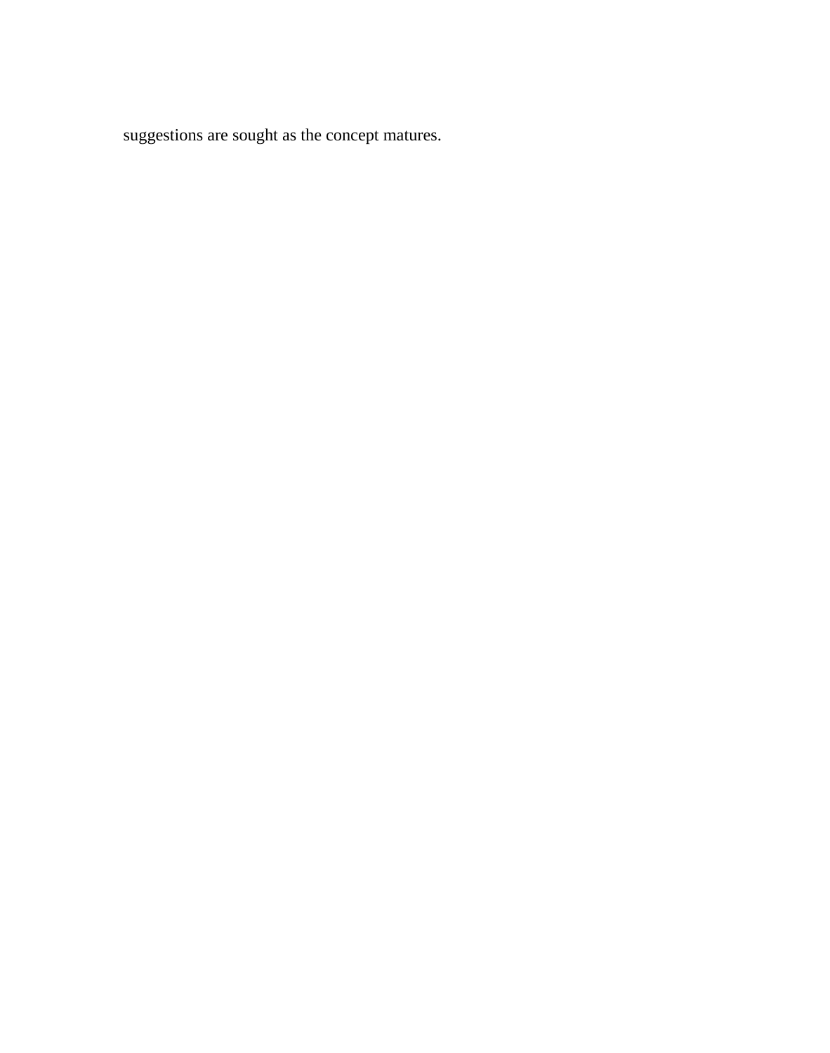suggestions are sought as the concept matures.